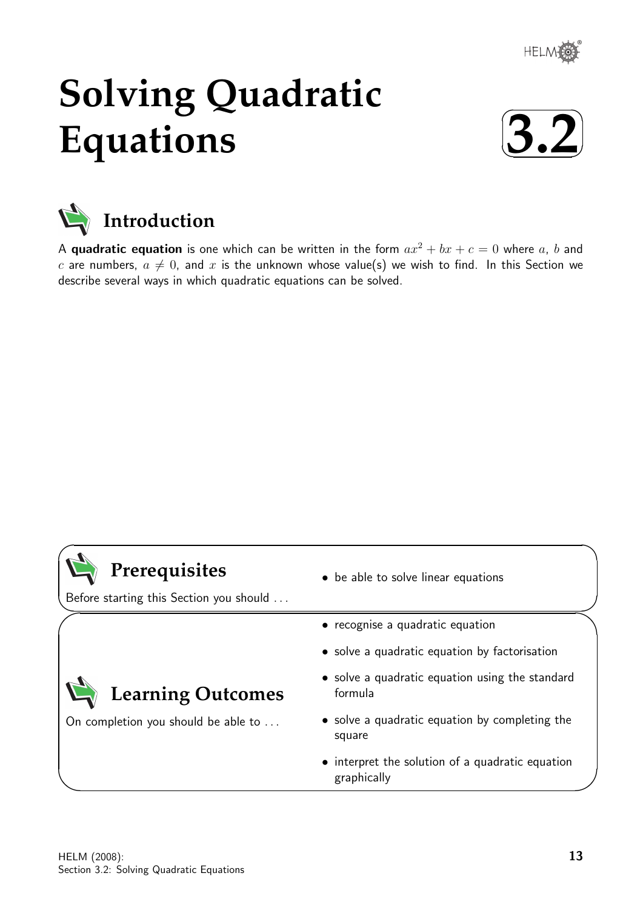# Solving Quadratic Equations

# 3.2

## Introduction

A **quadratic equation** is one which can be written in the form $ax^2 + bx + c = 0$ where $a$, $b$ and $c$ are numbers, $a \neq 0$, and $x$ is the unknown whose value(s) we wish to find. In this Section we describe several ways in which quadratic equations can be solved.

## Prerequisites

Before starting this Section you should ...

- be able to solve linear equations

## Learning Outcomes

On completion you should be able to ...

- recognise a quadratic equation
- solve a quadratic equation by factorisation
- solve a quadratic equation using the standard formula
- solve a quadratic equation by completing the square
- interpret the solution of a quadratic equation graphically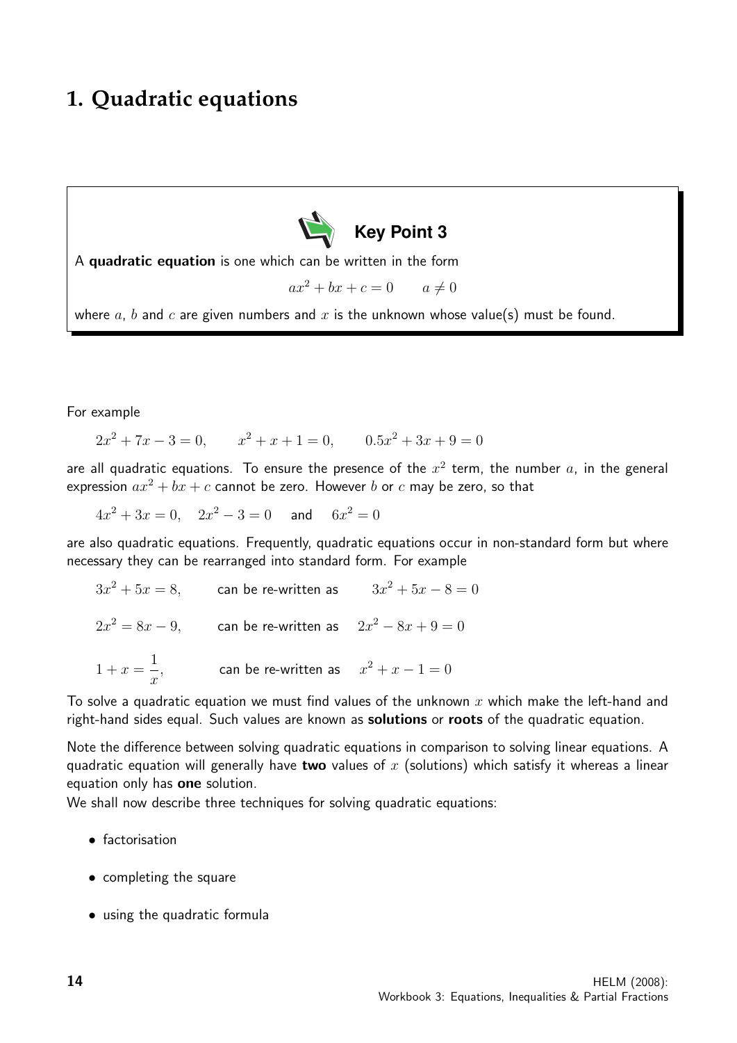# 1. Quadratic equations

**Key Point 3**

A **quadratic equation** is one which can be written in the form

$$ax^2 + bx + c = 0 \qquad a \neq 0$$

where $a$, $b$ and $c$ are given numbers and $x$ is the unknown whose value(s) must be found.

For example

$$2x^2 + 7x - 3 = 0, \qquad x^2 + x + 1 = 0, \qquad 0.5x^2 + 3x + 9 = 0$$

are all quadratic equations. To ensure the presence of the $x^2$ term, the number $a$, in the general expression $ax^2 + bx + c$ cannot be zero. However $b$ or $c$ may be zero, so that

$$4x^2 + 3x = 0, \quad 2x^2 - 3 = 0 \quad \text{and} \quad 6x^2 = 0$$

are also quadratic equations. Frequently, quadratic equations occur in non-standard form but where necessary they can be rearranged into standard form. For example

$3x^2 + 5x = 8,$ can be re-written as $3x^2 + 5x - 8 = 0$

$2x^2 = 8x - 9,$ can be re-written as $2x^2 - 8x + 9 = 0$

$1 + x = \dfrac{1}{x},$ can be re-written as $x^2 + x - 1 = 0$

To solve a quadratic equation we must find values of the unknown $x$ which make the left-hand and right-hand sides equal. Such values are known as **solutions** or **roots** of the quadratic equation.

Note the difference between solving quadratic equations in comparison to solving linear equations. A quadratic equation will generally have **two** values of $x$ (solutions) which satisfy it whereas a linear equation only has **one** solution.

We shall now describe three techniques for solving quadratic equations:

- factorisation
- completing the square
- using the quadratic formula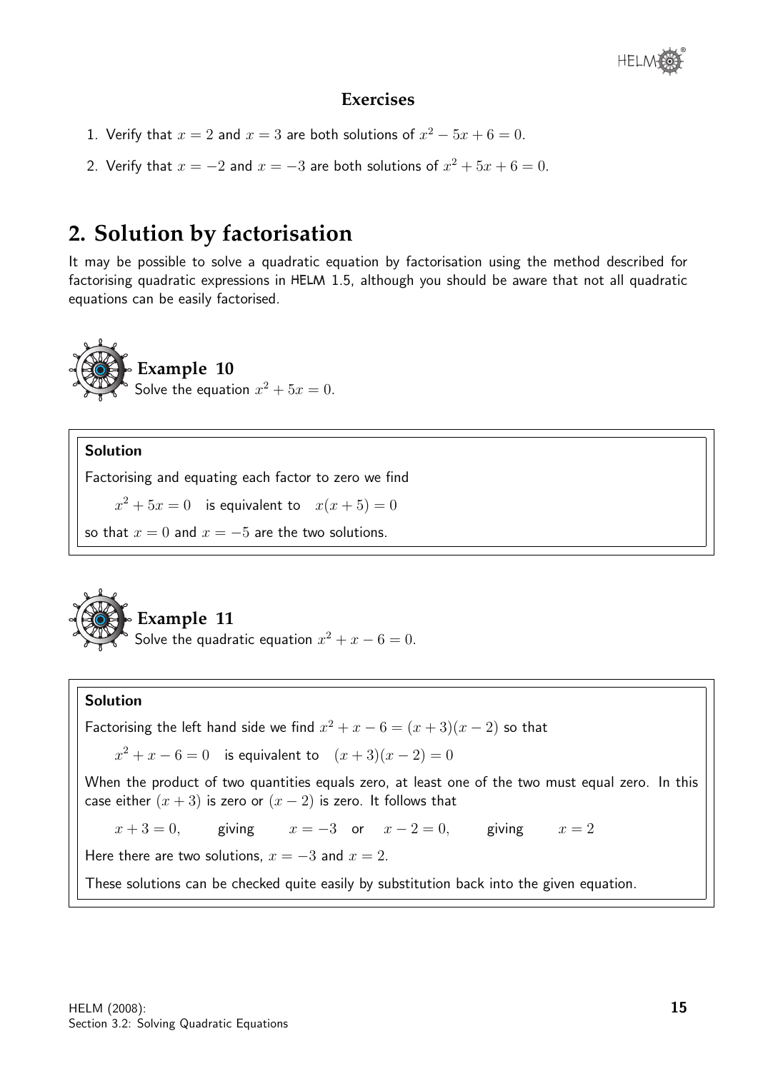### Exercises

1. Verify that $x = 2$ and $x = 3$ are both solutions of $x^2 - 5x + 6 = 0$.
2. Verify that $x = -2$ and $x = -3$ are both solutions of $x^2 + 5x + 6 = 0$.

## 2. Solution by factorisation

It may be possible to solve a quadratic equation by factorisation using the method described for factorising quadratic expressions in HELM 1.5, although you should be aware that not all quadratic equations can be easily factorised.

### Example 10

Solve the equation $x^2 + 5x = 0$.

**Solution**

Factorising and equating each factor to zero we find

$x^2 + 5x = 0$ is equivalent to $x(x + 5) = 0$

so that $x = 0$ and $x = -5$ are the two solutions.

### Example 11

Solve the quadratic equation $x^2 + x - 6 = 0$.

**Solution**

Factorising the left hand side we find $x^2 + x - 6 = (x + 3)(x - 2)$ so that

$x^2 + x - 6 = 0$ is equivalent to $(x + 3)(x - 2) = 0$

When the product of two quantities equals zero, at least one of the two must equal zero. In this case either $(x + 3)$ is zero or $(x - 2)$ is zero. It follows that

$x + 3 = 0$, giving $x = -3$ or $x - 2 = 0$, giving $x = 2$

Here there are two solutions, $x = -3$ and $x = 2$.

These solutions can be checked quite easily by substitution back into the given equation.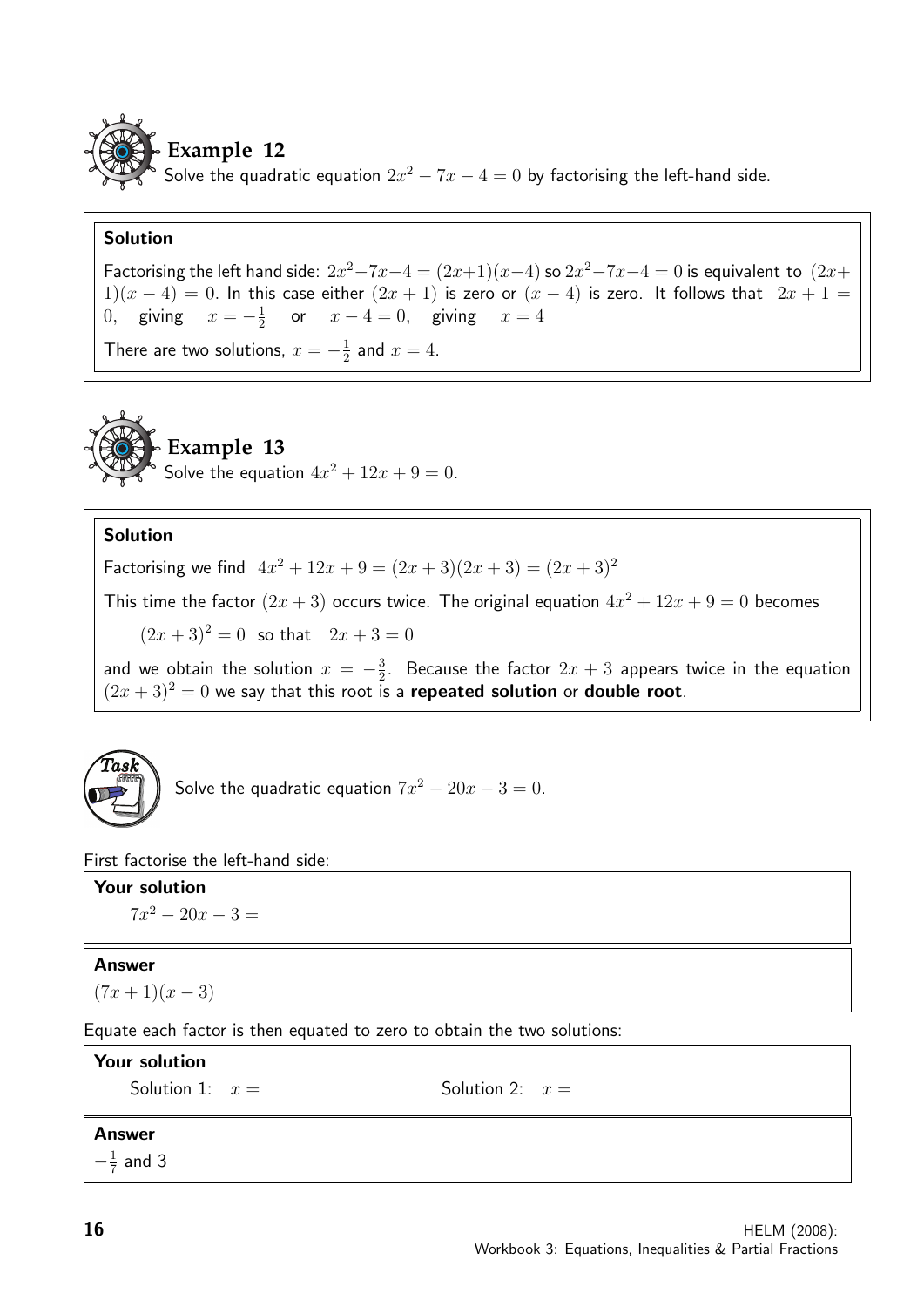## Example 12

Solve the quadratic equation $2x^2 - 7x - 4 = 0$ by factorising the left-hand side.

**Solution**

Factorising the left hand side: $2x^2 - 7x - 4 = (2x+1)(x-4)$ so $2x^2 - 7x - 4 = 0$ is equivalent to $(2x+1)(x-4) = 0$. In this case either $(2x+1)$ is zero or $(x-4)$ is zero. It follows that $2x+1 = 0$, giving $x = -\frac{1}{2}$ or $x - 4 = 0$, giving $x = 4$

There are two solutions, $x = -\frac{1}{2}$ and $x = 4$.

## Example 13

Solve the equation $4x^2 + 12x + 9 = 0$.

**Solution**

Factorising we find $4x^2 + 12x + 9 = (2x+3)(2x+3) = (2x+3)^2$

This time the factor $(2x+3)$ occurs twice. The original equation $4x^2 + 12x + 9 = 0$ becomes

$(2x+3)^2 = 0$ so that $2x + 3 = 0$

and we obtain the solution $x = -\frac{3}{2}$. Because the factor $2x+3$ appears twice in the equation $(2x+3)^2 = 0$ we say that this root is a **repeated solution** or **double root**.

## Task

Solve the quadratic equation $7x^2 - 20x - 3 = 0$.

First factorise the left-hand side:

**Your solution**

$7x^2 - 20x - 3 =$

**Answer**

$(7x+1)(x-3)$

Equate each factor is then equated to zero to obtain the two solutions:

**Your solution**

Solution 1: $x =$ Solution 2: $x =$

**Answer**

$-\frac{1}{7}$ and 3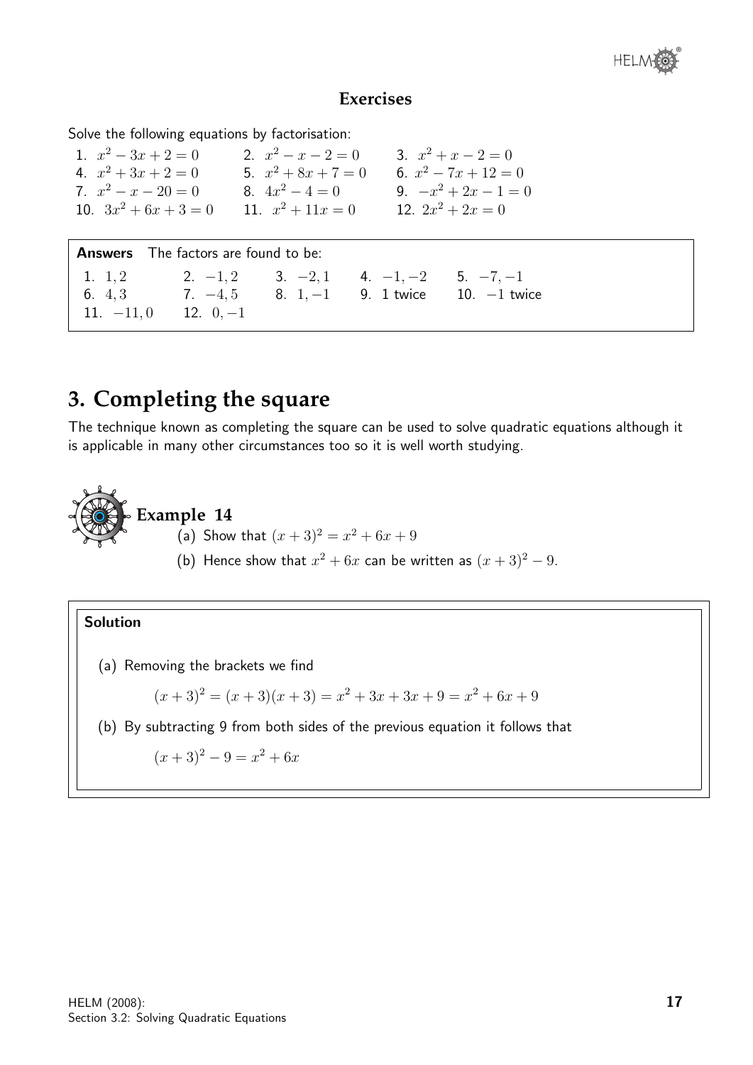### Exercises

Solve the following equations by factorisation:

| | | |
|---|---|---|
| 1. $x^2 - 3x + 2 = 0$ | 2. $x^2 - x - 2 = 0$ | 3. $x^2 + x - 2 = 0$ |
| 4. $x^2 + 3x + 2 = 0$ | 5. $x^2 + 8x + 7 = 0$ | 6. $x^2 - 7x + 12 = 0$ |
| 7. $x^2 - x - 20 = 0$ | 8. $4x^2 - 4 = 0$ | 9. $-x^2 + 2x - 1 = 0$ |
| 10. $3x^2 + 6x + 3 = 0$ | 11. $x^2 + 11x = 0$ | 12. $2x^2 + 2x = 0$ |

**Answers** The factors are found to be:

| | | | | |
|---|---|---|---|---|
| 1. $1, 2$ | 2. $-1, 2$ | 3. $-2, 1$ | 4. $-1, -2$ | 5. $-7, -1$ |
| 6. $4, 3$ | 7. $-4, 5$ | 8. $1, -1$ | 9. 1 twice | 10. $-1$ twice |
| 11. $-11, 0$ | 12. $0, -1$ | | | |

## 3. Completing the square

The technique known as completing the square can be used to solve quadratic equations although it is applicable in many other circumstances too so it is well worth studying.

### Example 14

(a) Show that $(x + 3)^2 = x^2 + 6x + 9$

(b) Hence show that $x^2 + 6x$ can be written as $(x + 3)^2 - 9$.

**Solution**

(a) Removing the brackets we find

$$(x + 3)^2 = (x + 3)(x + 3) = x^2 + 3x + 3x + 9 = x^2 + 6x + 9$$

(b) By subtracting 9 from both sides of the previous equation it follows that

$$(x + 3)^2 - 9 = x^2 + 6x$$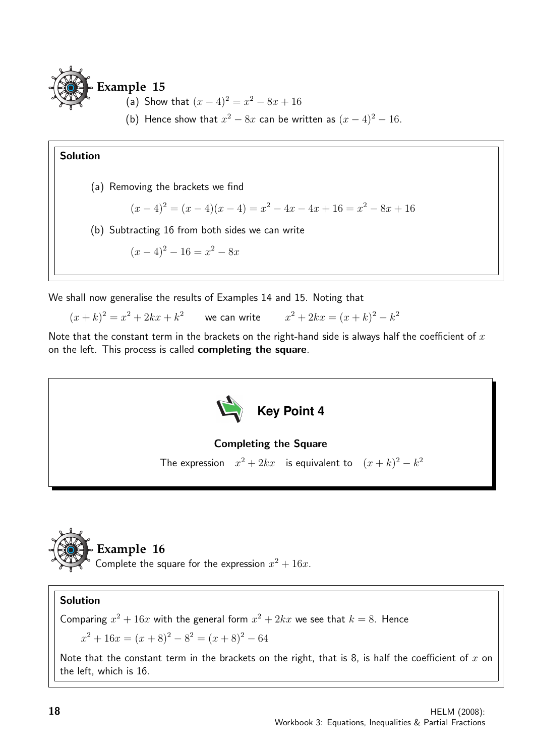**Example 15**

(a) Show that $(x-4)^2 = x^2 - 8x + 16$

(b) Hence show that $x^2 - 8x$ can be written as $(x-4)^2 - 16$.

**Solution**

(a) Removing the brackets we find

$$(x-4)^2 = (x-4)(x-4) = x^2 - 4x - 4x + 16 = x^2 - 8x + 16$$

(b) Subtracting 16 from both sides we can write

$$(x-4)^2 - 16 = x^2 - 8x$$

We shall now generalise the results of Examples 14 and 15. Noting that

$(x+k)^2 = x^2 + 2kx + k^2$ we can write $x^2 + 2kx = (x+k)^2 - k^2$

Note that the constant term in the brackets on the right-hand side is always half the coefficient of $x$ on the left. This process is called **completing the square**.

**Key Point 4**

**Completing the Square**

The expression $x^2 + 2kx$ is equivalent to $(x+k)^2 - k^2$

**Example 16**

Complete the square for the expression $x^2 + 16x$.

**Solution**

Comparing $x^2 + 16x$ with the general form $x^2 + 2kx$ we see that $k = 8$. Hence

$$x^2 + 16x = (x+8)^2 - 8^2 = (x+8)^2 - 64$$

Note that the constant term in the brackets on the right, that is 8, is half the coefficient of $x$ on the left, which is 16.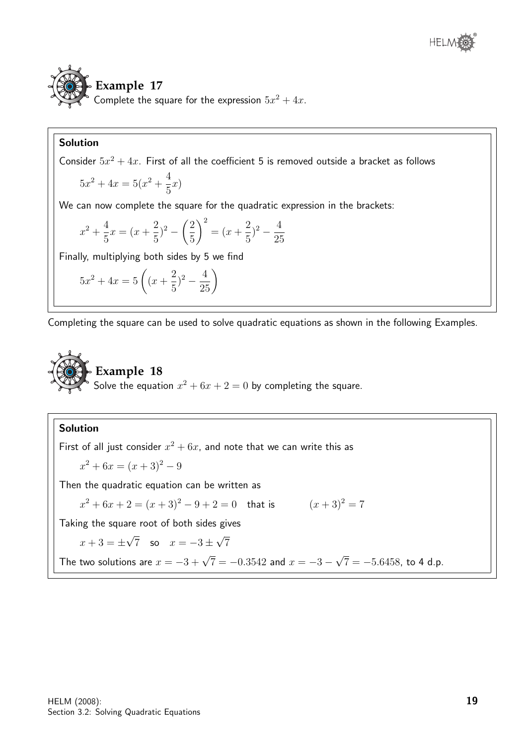## Example 17

Complete the square for the expression $5x^2 + 4x$.

**Solution**

Consider $5x^2 + 4x$. First of all the coefficient 5 is removed outside a bracket as follows

$$5x^2 + 4x = 5(x^2 + \frac{4}{5}x)$$

We can now complete the square for the quadratic expression in the brackets:

$$x^2 + \frac{4}{5}x = (x + \frac{2}{5})^2 - \left(\frac{2}{5}\right)^2 = (x + \frac{2}{5})^2 - \frac{4}{25}$$

Finally, multiplying both sides by 5 we find

$$5x^2 + 4x = 5\left((x + \frac{2}{5})^2 - \frac{4}{25}\right)$$

Completing the square can be used to solve quadratic equations as shown in the following Examples.

## Example 18

Solve the equation $x^2 + 6x + 2 = 0$ by completing the square.

**Solution**

First of all just consider $x^2 + 6x$, and note that we can write this as

$$x^2 + 6x = (x + 3)^2 - 9$$

Then the quadratic equation can be written as

$$x^2 + 6x + 2 = (x + 3)^2 - 9 + 2 = 0 \quad \text{that is} \qquad (x + 3)^2 = 7$$

Taking the square root of both sides gives

$$x + 3 = \pm\sqrt{7} \quad \text{so} \quad x = -3 \pm \sqrt{7}$$

The two solutions are $x = -3 + \sqrt{7} = -0.3542$ and $x = -3 - \sqrt{7} = -5.6458$, to 4 d.p.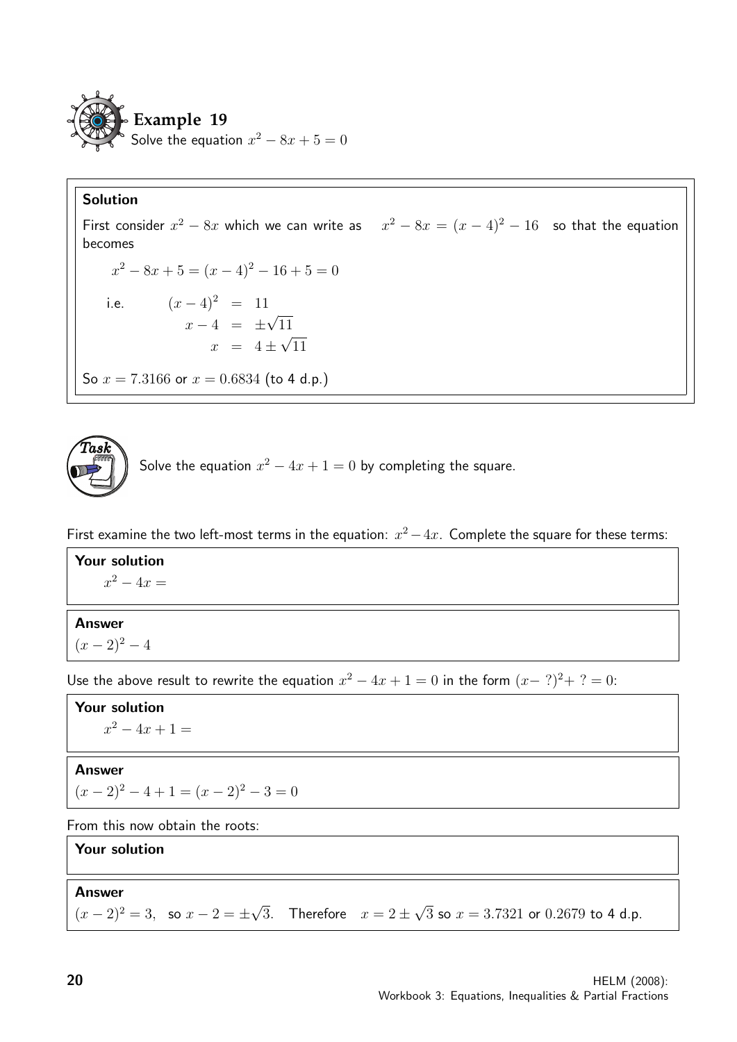## Example 19

Solve the equation $x^2 - 8x + 5 = 0$

**Solution**

First consider $x^2 - 8x$ which we can write as $x^2 - 8x = (x-4)^2 - 16$ so that the equation becomes

$$x^2 - 8x + 5 = (x-4)^2 - 16 + 5 = 0$$

i.e.

$$\begin{aligned} (x-4)^2 &= 11 \\ x - 4 &= \pm\sqrt{11} \\ x &= 4 \pm \sqrt{11} \end{aligned}$$

So $x = 7.3166$ or $x = 0.6834$ (to 4 d.p.)

**Task**

Solve the equation $x^2 - 4x + 1 = 0$ by completing the square.

First examine the two left-most terms in the equation: $x^2 - 4x$. Complete the square for these terms:

**Your solution**

$x^2 - 4x =$

**Answer**

$(x-2)^2 - 4$

Use the above result to rewrite the equation $x^2 - 4x + 1 = 0$ in the form $(x- \ ?)^2 + \ ? = 0$:

**Your solution**

$x^2 - 4x + 1 =$

**Answer**

$(x-2)^2 - 4 + 1 = (x-2)^2 - 3 = 0$

From this now obtain the roots:

**Your solution**

**Answer**

$(x-2)^2 = 3$, so $x - 2 = \pm\sqrt{3}$. Therefore $x = 2 \pm \sqrt{3}$ so $x = 3.7321$ or $0.2679$ to 4 d.p.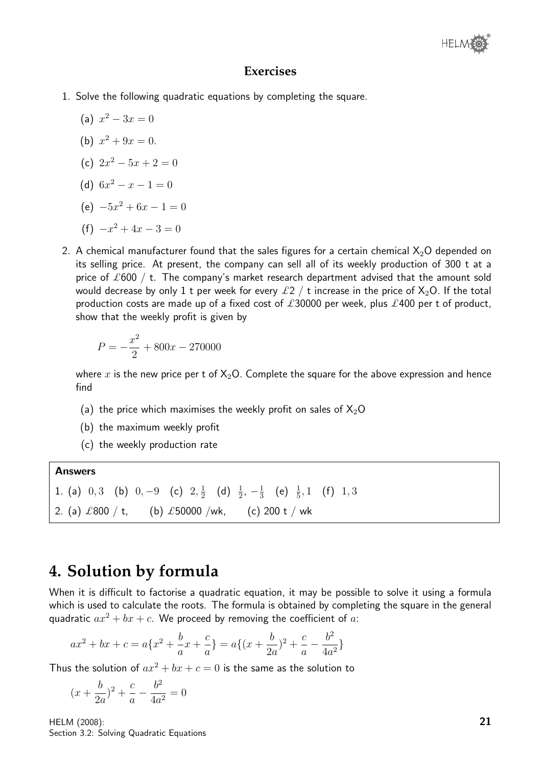## Exercises

1. Solve the following quadratic equations by completing the square.

   (a) $x^2 - 3x = 0$

   (b) $x^2 + 9x = 0.$

   (c) $2x^2 - 5x + 2 = 0$

   (d) $6x^2 - x - 1 = 0$

   (e) $-5x^2 + 6x - 1 = 0$

   (f) $-x^2 + 4x - 3 = 0$

2. A chemical manufacturer found that the sales figures for a certain chemical $X_2O$ depended on its selling price. At present, the company can sell all of its weekly production of 300 t at a price of £600 / t. The company's market research department advised that the amount sold would decrease by only 1 t per week for every £2 / t increase in the price of $X_2O$. If the total production costs are made up of a fixed cost of £30000 per week, plus £400 per t of product, show that the weekly profit is given by

$$P = -\frac{x^2}{2} + 800x - 270000$$

where $x$ is the new price per t of $X_2O$. Complete the square for the above expression and hence find

   (a) the price which maximises the weekly profit on sales of $X_2O$

   (b) the maximum weekly profit

   (c) the weekly production rate

**Answers**

1. (a) $0, 3$ (b) $0, -9$ (c) $2, \frac{1}{2}$ (d) $\frac{1}{2}, -\frac{1}{3}$ (e) $\frac{1}{5}, 1$ (f) $1, 3$

2. (a) £800 / t, (b) £50000 /wk, (c) 200 t / wk

# 4. Solution by formula

When it is difficult to factorise a quadratic equation, it may be possible to solve it using a formula which is used to calculate the roots. The formula is obtained by completing the square in the general quadratic $ax^2 + bx + c$. We proceed by removing the coefficient of $a$:

$$ax^2 + bx + c = a\{x^2 + \frac{b}{a}x + \frac{c}{a}\} = a\{(x + \frac{b}{2a})^2 + \frac{c}{a} - \frac{b^2}{4a^2}\}$$

Thus the solution of $ax^2 + bx + c = 0$ is the same as the solution to

$$(x + \frac{b}{2a})^2 + \frac{c}{a} - \frac{b^2}{4a^2} = 0$$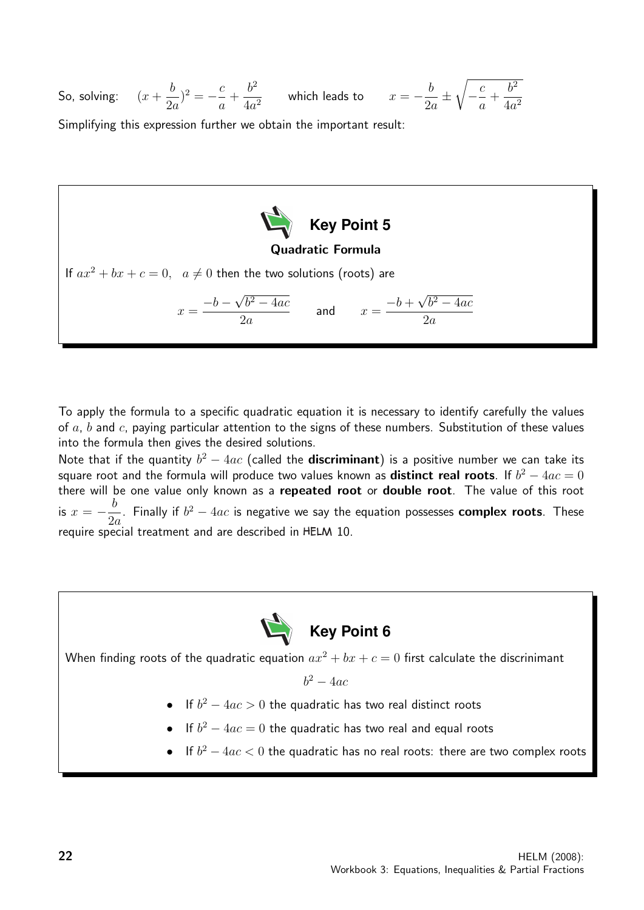So, solving: $\quad (x + \frac{b}{2a})^2 = -\frac{c}{a} + \frac{b^2}{4a^2} \quad$ which leads to $\quad x = -\frac{b}{2a} \pm \sqrt{-\frac{c}{a} + \frac{b^2}{4a^2}}$

Simplifying this expression further we obtain the important result:

### Key Point 5

**Quadratic Formula**

If $ax^2 + bx + c = 0, \quad a \neq 0$ then the two solutions (roots) are

$$x = \frac{-b - \sqrt{b^2 - 4ac}}{2a} \qquad \text{and} \qquad x = \frac{-b + \sqrt{b^2 - 4ac}}{2a}$$

To apply the formula to a specific quadratic equation it is necessary to identify carefully the values of $a$, $b$ and $c$, paying particular attention to the signs of these numbers. Substitution of these values into the formula then gives the desired solutions.

Note that if the quantity $b^2 - 4ac$ (called the **discriminant**) is a positive number we can take its square root and the formula will produce two values known as **distinct real roots**. If $b^2 - 4ac = 0$ there will be one value only known as a **repeated root** or **double root**. The value of this root is $x = -\dfrac{b}{2a}$. Finally if $b^2 - 4ac$ is negative we say the equation possesses **complex roots**. These require special treatment and are described in HELM 10.

### Key Point 6

When finding roots of the quadratic equation $ax^2 + bx + c = 0$ first calculate the discrinimant

$$b^2 - 4ac$$

- If $b^2 - 4ac > 0$ the quadratic has two real distinct roots
- If $b^2 - 4ac = 0$ the quadratic has two real and equal roots
- If $b^2 - 4ac < 0$ the quadratic has no real roots: there are two complex roots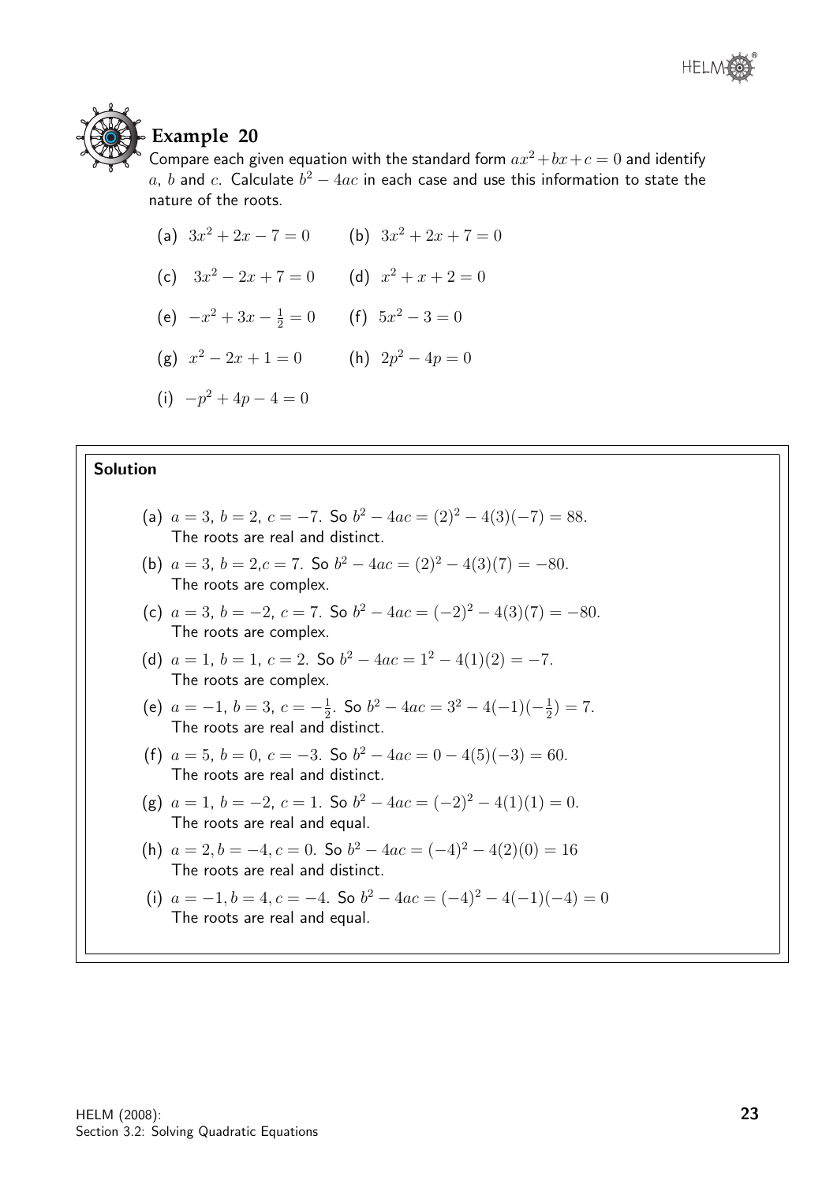## Example 20

Compare each given equation with the standard form $ax^2+bx+c=0$ and identify $a$, $b$ and $c$. Calculate $b^2-4ac$ in each case and use this information to state the nature of the roots.

(a) $3x^2+2x-7=0$  (b) $3x^2+2x+7=0$

(c) $3x^2-2x+7=0$  (d) $x^2+x+2=0$

(e) $-x^2+3x-\frac{1}{2}=0$  (f) $5x^2-3=0$

(g) $x^2-2x+1=0$  (h) $2p^2-4p=0$

(i) $-p^2+4p-4=0$

### Solution

(a) $a=3$, $b=2$, $c=-7$. So $b^2-4ac=(2)^2-4(3)(-7)=88$.
The roots are real and distinct.

(b) $a=3$, $b=2$,$c=7$. So $b^2-4ac=(2)^2-4(3)(7)=-80$.
The roots are complex.

(c) $a=3$, $b=-2$, $c=7$. So $b^2-4ac=(-2)^2-4(3)(7)=-80$.
The roots are complex.

(d) $a=1$, $b=1$, $c=2$. So $b^2-4ac=1^2-4(1)(2)=-7$.
The roots are complex.

(e) $a=-1$, $b=3$, $c=-\frac{1}{2}$. So $b^2-4ac=3^2-4(-1)(-\frac{1}{2})=7$.
The roots are real and distinct.

(f) $a=5$, $b=0$, $c=-3$. So $b^2-4ac=0-4(5)(-3)=60$.
The roots are real and distinct.

(g) $a=1$, $b=-2$, $c=1$. So $b^2-4ac=(-2)^2-4(1)(1)=0$.
The roots are real and equal.

(h) $a=2, b=-4, c=0$. So $b^2-4ac=(-4)^2-4(2)(0)=16$
The roots are real and distinct.

(i) $a=-1, b=4, c=-4$. So $b^2-4ac=(-4)^2-4(-1)(-4)=0$
The roots are real and equal.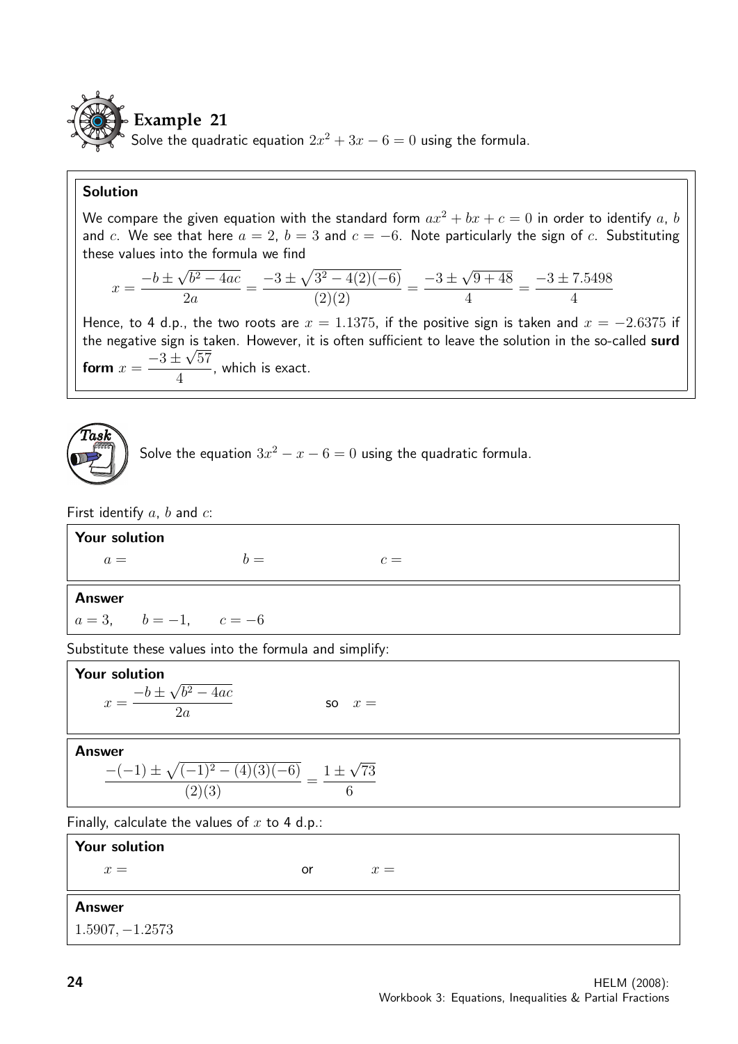## Example 21

Solve the quadratic equation $2x^2 + 3x - 6 = 0$ using the formula.

**Solution**

We compare the given equation with the standard form $ax^2 + bx + c = 0$ in order to identify $a$, $b$ and $c$. We see that here $a = 2$, $b = 3$ and $c = -6$. Note particularly the sign of $c$. Substituting these values into the formula we find

$$x = \frac{-b \pm \sqrt{b^2 - 4ac}}{2a} = \frac{-3 \pm \sqrt{3^2 - 4(2)(-6)}}{(2)(2)} = \frac{-3 \pm \sqrt{9 + 48}}{4} = \frac{-3 \pm 7.5498}{4}$$

Hence, to 4 d.p., the two roots are $x = 1.1375$, if the positive sign is taken and $x = -2.6375$ if the negative sign is taken. However, it is often sufficient to leave the solution in the so-called **surd form** $x = \dfrac{-3 \pm \sqrt{57}}{4}$, which is exact.

## Task

Solve the equation $3x^2 - x - 6 = 0$ using the quadratic formula.

First identify $a$, $b$ and $c$:

**Your solution**

$a =$ $\qquad$ $b =$ $\qquad$ $c =$

**Answer**

$a = 3, \qquad b = -1, \qquad c = -6$

Substitute these values into the formula and simplify:

**Your solution**

$$x = \frac{-b \pm \sqrt{b^2 - 4ac}}{2a} \qquad \text{so} \quad x =$$

**Answer**

$$\frac{-(-1) \pm \sqrt{(-1)^2 - (4)(3)(-6)}}{(2)(3)} = \frac{1 \pm \sqrt{73}}{6}$$

Finally, calculate the values of $x$ to 4 d.p.:

**Your solution**

$x =$ $\qquad$ or $\qquad$ $x =$

**Answer**

$1.5907, -1.2573$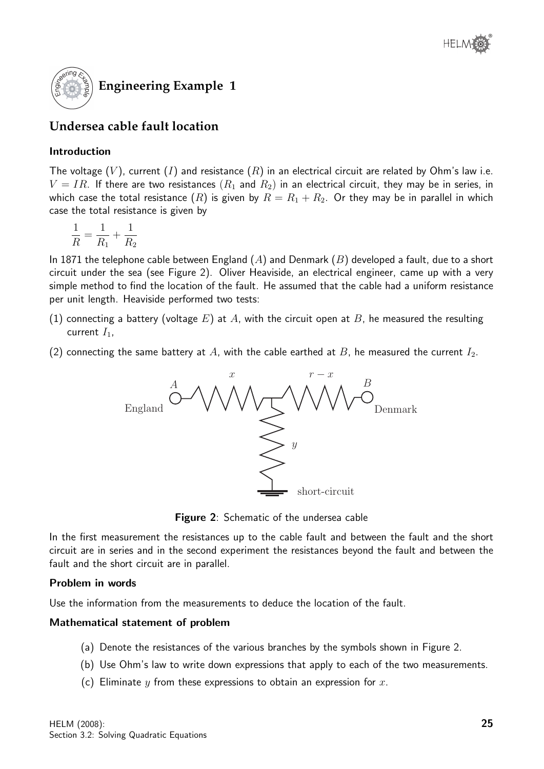# Engineering Example 1

## Undersea cable fault location

### Introduction

The voltage ($V$), current ($I$) and resistance ($R$) in an electrical circuit are related by Ohm's law i.e. $V = IR$. If there are two resistances ($R_1$ and $R_2$) in an electrical circuit, they may be in series, in which case the total resistance ($R$) is given by $R = R_1 + R_2$. Or they may be in parallel in which case the total resistance is given by

$$\frac{1}{R} = \frac{1}{R_1} + \frac{1}{R_2}$$

In 1871 the telephone cable between England ($A$) and Denmark ($B$) developed a fault, due to a short circuit under the sea (see Figure 2). Oliver Heaviside, an electrical engineer, came up with a very simple method to find the location of the fault. He assumed that the cable had a uniform resistance per unit length. Heaviside performed two tests:

(1) connecting a battery (voltage $E$) at $A$, with the circuit open at $B$, he measured the resulting current $I_1$,

(2) connecting the same battery at $A$, with the cable earthed at $B$, he measured the current $I_2$.

**Figure 2**: Schematic of the undersea cable

In the first measurement the resistances up to the cable fault and between the fault and the short circuit are in series and in the second experiment the resistances beyond the fault and between the fault and the short circuit are in parallel.

### Problem in words

Use the information from the measurements to deduce the location of the fault.

### Mathematical statement of problem

(a) Denote the resistances of the various branches by the symbols shown in Figure 2.

(b) Use Ohm's law to write down expressions that apply to each of the two measurements.

(c) Eliminate $y$ from these expressions to obtain an expression for $x$.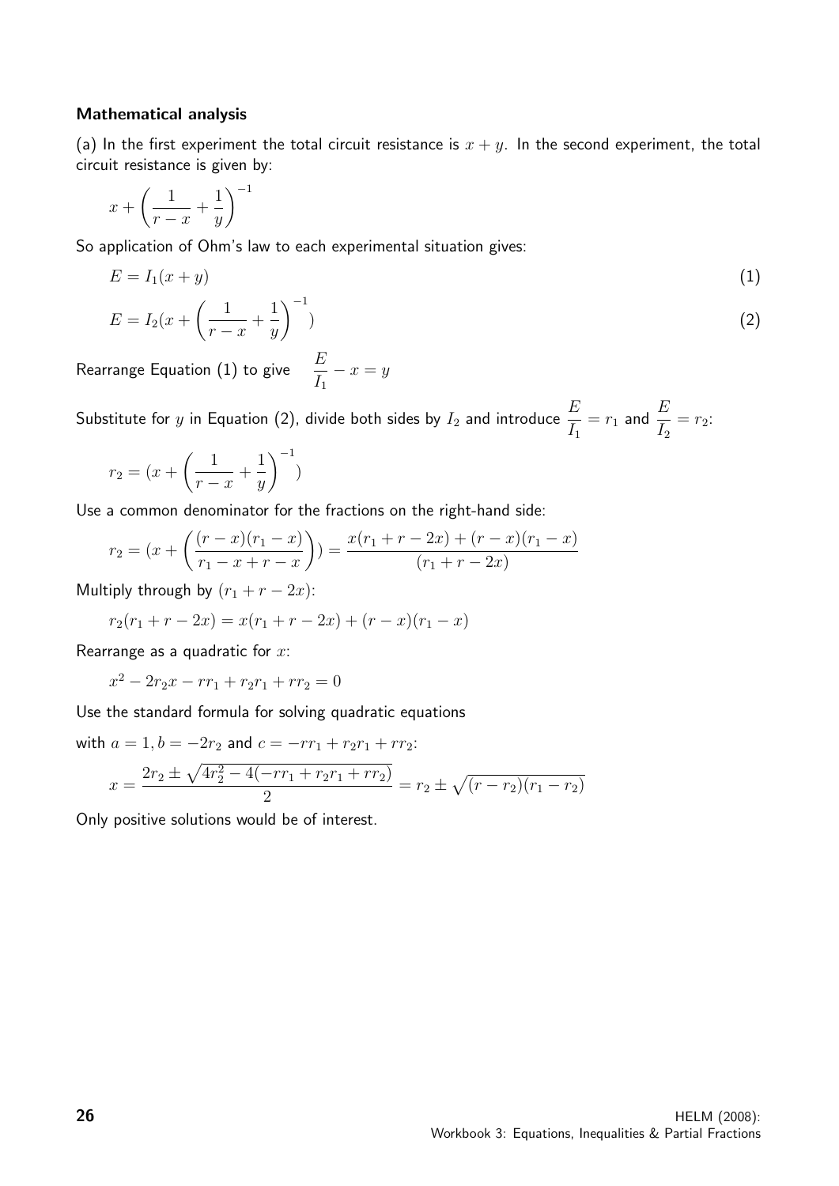**Mathematical analysis**

(a) In the first experiment the total circuit resistance is $x + y$. In the second experiment, the total circuit resistance is given by:

$$x + \left(\frac{1}{r-x} + \frac{1}{y}\right)^{-1}$$

So application of Ohm's law to each experimental situation gives:

$$E = I_1(x + y) \qquad (1)$$

$$E = I_2(x + \left(\frac{1}{r-x} + \frac{1}{y}\right)^{-1}) \qquad (2)$$

Rearrange Equation (1) to give $\quad \dfrac{E}{I_1} - x = y$

Substitute for $y$ in Equation (2), divide both sides by $I_2$ and introduce $\dfrac{E}{I_1} = r_1$ and $\dfrac{E}{I_2} = r_2$:

$$r_2 = (x + \left(\frac{1}{r-x} + \frac{1}{y}\right)^{-1})$$

Use a common denominator for the fractions on the right-hand side:

$$r_2 = (x + \left(\frac{(r-x)(r_1-x)}{r_1 - x + r - x}\right)) = \frac{x(r_1 + r - 2x) + (r-x)(r_1-x)}{(r_1 + r - 2x)}$$

Multiply through by $(r_1 + r - 2x)$:

$$r_2(r_1 + r - 2x) = x(r_1 + r - 2x) + (r-x)(r_1 - x)$$

Rearrange as a quadratic for $x$:

$$x^2 - 2r_2x - rr_1 + r_2r_1 + rr_2 = 0$$

Use the standard formula for solving quadratic equations

with $a = 1, b = -2r_2$ and $c = -rr_1 + r_2r_1 + rr_2$:

$$x = \frac{2r_2 \pm \sqrt{4r_2^2 - 4(-rr_1 + r_2r_1 + rr_2)}}{2} = r_2 \pm \sqrt{(r - r_2)(r_1 - r_2)}$$

Only positive solutions would be of interest.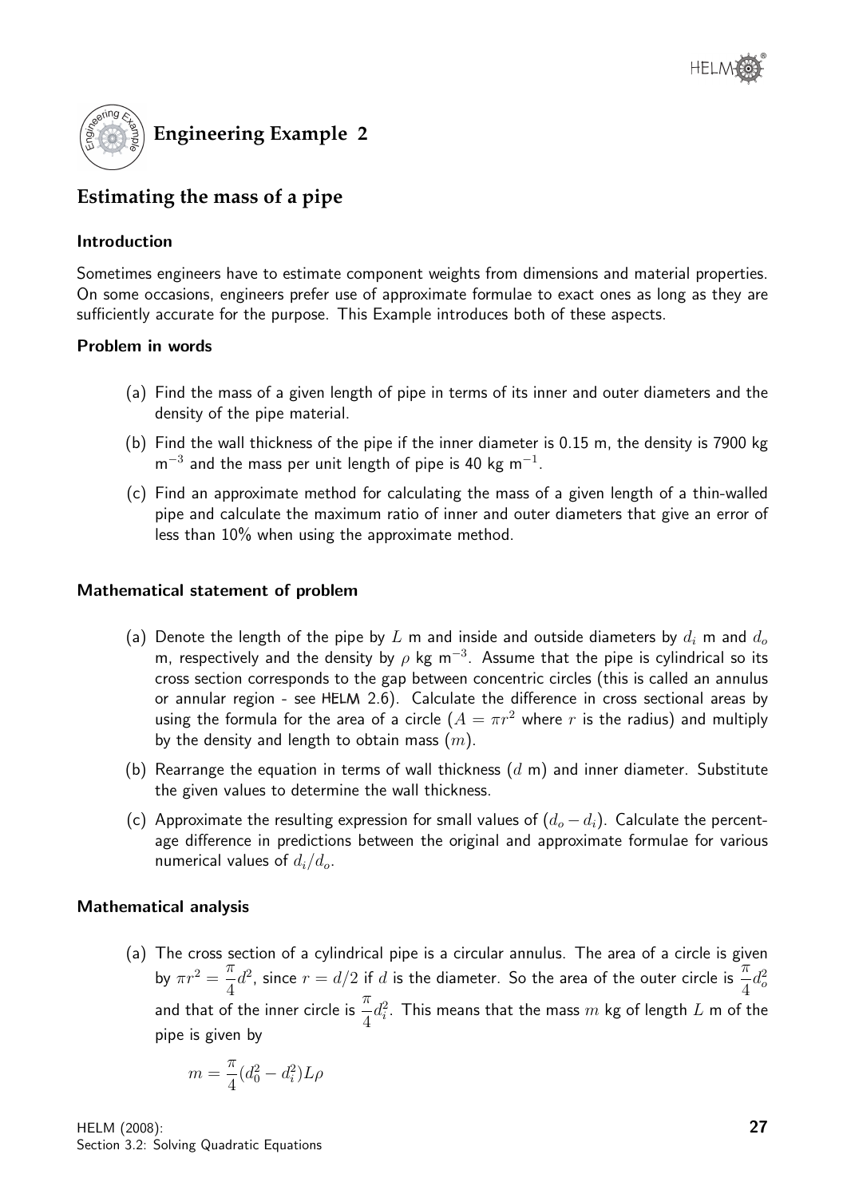## Engineering Example 2

## Estimating the mass of a pipe

### Introduction

Sometimes engineers have to estimate component weights from dimensions and material properties. On some occasions, engineers prefer use of approximate formulae to exact ones as long as they are sufficiently accurate for the purpose. This Example introduces both of these aspects.

### Problem in words

(a) Find the mass of a given length of pipe in terms of its inner and outer diameters and the density of the pipe material.

(b) Find the wall thickness of the pipe if the inner diameter is 0.15 m, the density is 7900 kg m$^{-3}$ and the mass per unit length of pipe is 40 kg m$^{-1}$.

(c) Find an approximate method for calculating the mass of a given length of a thin-walled pipe and calculate the maximum ratio of inner and outer diameters that give an error of less than 10% when using the approximate method.

### Mathematical statement of problem

(a) Denote the length of the pipe by $L$ m and inside and outside diameters by $d_i$ m and $d_o$ m, respectively and the density by $\rho$ kg m$^{-3}$. Assume that the pipe is cylindrical so its cross section corresponds to the gap between concentric circles (this is called an annulus or annular region - see HELM 2.6). Calculate the difference in cross sectional areas by using the formula for the area of a circle ($A = \pi r^2$ where $r$ is the radius) and multiply by the density and length to obtain mass ($m$).

(b) Rearrange the equation in terms of wall thickness ($d$ m) and inner diameter. Substitute the given values to determine the wall thickness.

(c) Approximate the resulting expression for small values of $(d_o - d_i)$. Calculate the percentage difference in predictions between the original and approximate formulae for various numerical values of $d_i/d_o$.

### Mathematical analysis

(a) The cross section of a cylindrical pipe is a circular annulus. The area of a circle is given by $\pi r^2 = \dfrac{\pi}{4}d^2$, since $r = d/2$ if $d$ is the diameter. So the area of the outer circle is $\dfrac{\pi}{4}d_o^2$ and that of the inner circle is $\dfrac{\pi}{4}d_i^2$. This means that the mass $m$ kg of length $L$ m of the pipe is given by

$$m = \frac{\pi}{4}(d_0^2 - d_i^2)L\rho$$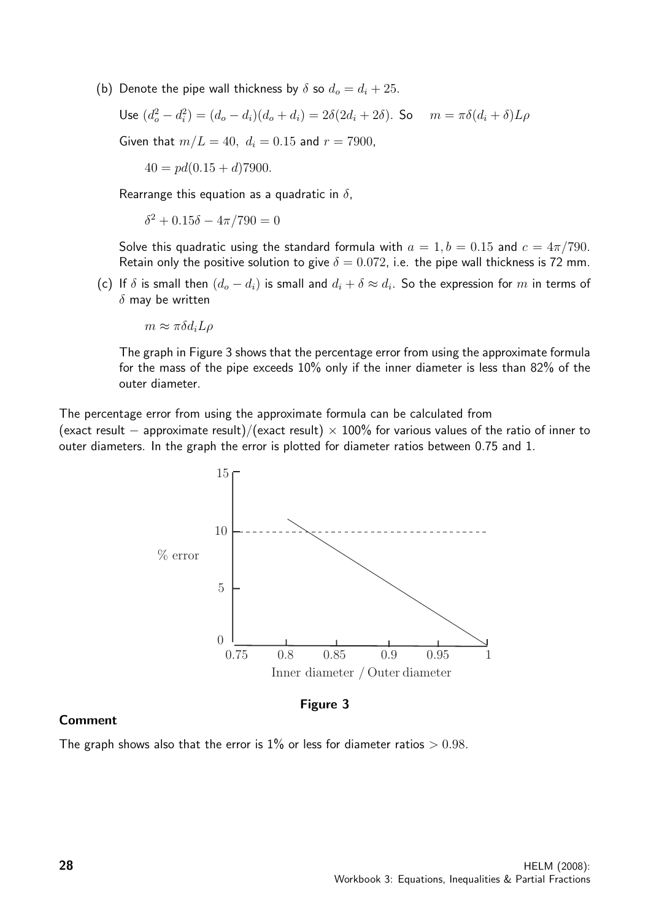(b) Denote the pipe wall thickness by $\delta$ so $d_o = d_i + 25$.

Use $(d_o^2 - d_i^2) = (d_o - d_i)(d_o + d_i) = 2\delta(2d_i + 2\delta)$. So $\quad m = \pi\delta(d_i + \delta)L\rho$

Given that $m/L = 40,\ d_i = 0.15$ and $r = 7900$,

$$40 = pd(0.15 + d)7900.$$

Rearrange this equation as a quadratic in $\delta$,

$$\delta^2 + 0.15\delta - 4\pi/790 = 0$$

Solve this quadratic using the standard formula with $a = 1, b = 0.15$ and $c = 4\pi/790$. Retain only the positive solution to give $\delta = 0.072$, i.e. the pipe wall thickness is 72 mm.

(c) If $\delta$ is small then $(d_o - d_i)$ is small and $d_i + \delta \approx d_i$. So the expression for $m$ in terms of $\delta$ may be written

$$m \approx \pi\delta d_i L\rho$$

The graph in Figure 3 shows that the percentage error from using the approximate formula for the mass of the pipe exceeds 10% only if the inner diameter is less than 82% of the outer diameter.

The percentage error from using the approximate formula can be calculated from (exact result − approximate result)/(exact result) × 100% for various values of the ratio of inner to outer diameters. In the graph the error is plotted for diameter ratios between 0.75 and 1.

**Figure 3**

**Comment**

The graph shows also that the error is 1% or less for diameter ratios $> 0.98$.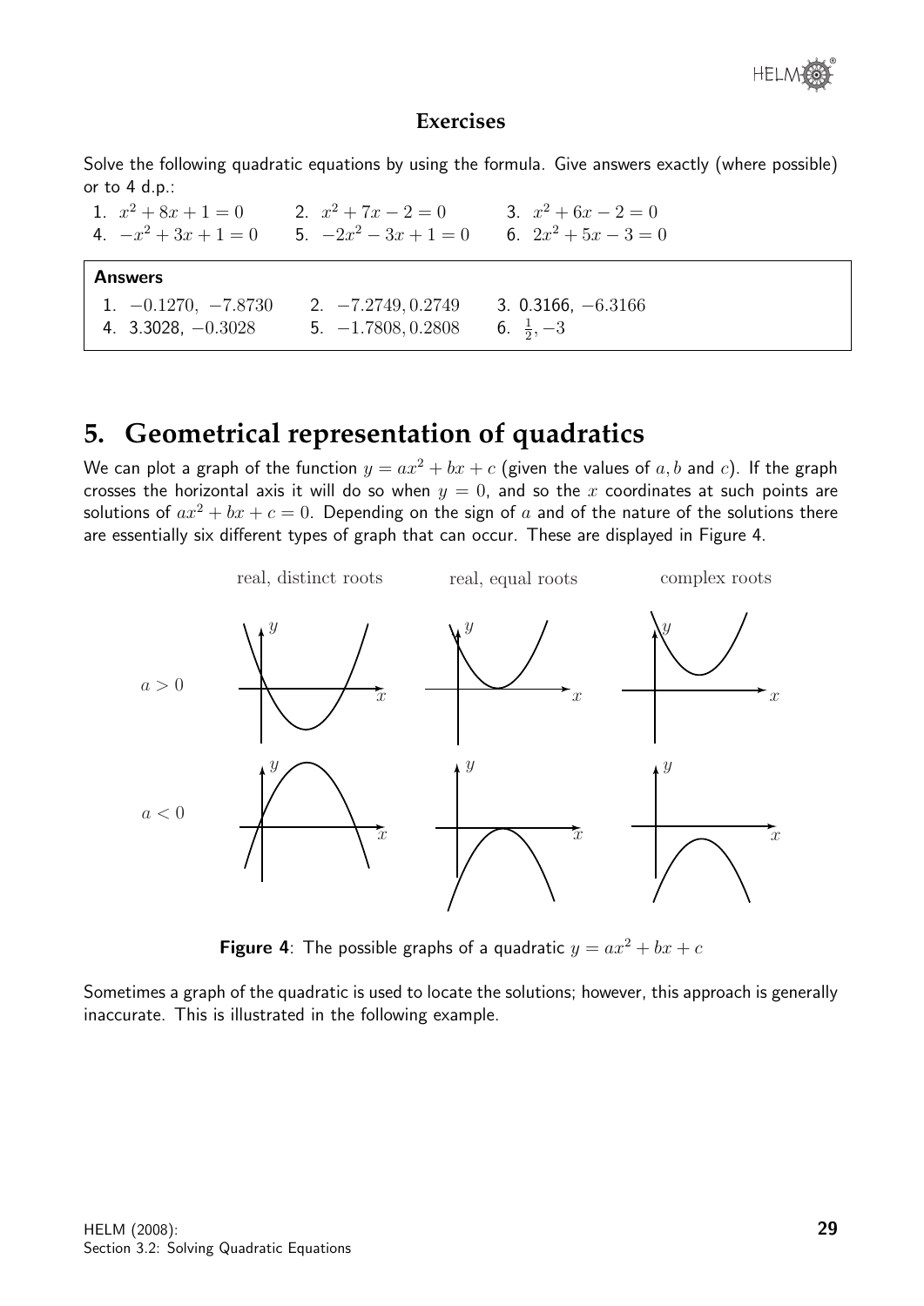**Exercises**

Solve the following quadratic equations by using the formula. Give answers exactly (where possible) or to 4 d.p.:

1. $x^2 + 8x + 1 = 0$
2. $x^2 + 7x - 2 = 0$
3. $x^2 + 6x - 2 = 0$
4. $-x^2 + 3x + 1 = 0$
5. $-2x^2 - 3x + 1 = 0$
6. $2x^2 + 5x - 3 = 0$

**Answers**

1. $-0.1270, \ -7.8730$
2. $-7.2749, 0.2749$
3. $0.3166, \ -6.3166$
4. $3.3028, \ -0.3028$
5. $-1.7808, 0.2808$
6. $\frac{1}{2}, -3$

## 5. Geometrical representation of quadratics

We can plot a graph of the function $y = ax^2 + bx + c$ (given the values of $a, b$ and $c$). If the graph crosses the horizontal axis it will do so when $y = 0$, and so the $x$ coordinates at such points are solutions of $ax^2 + bx + c = 0$. Depending on the sign of $a$ and of the nature of the solutions there are essentially six different types of graph that can occur. These are displayed in Figure 4.

**Figure 4**: The possible graphs of a quadratic $y = ax^2 + bx + c$

Sometimes a graph of the quadratic is used to locate the solutions; however, this approach is generally inaccurate. This is illustrated in the following example.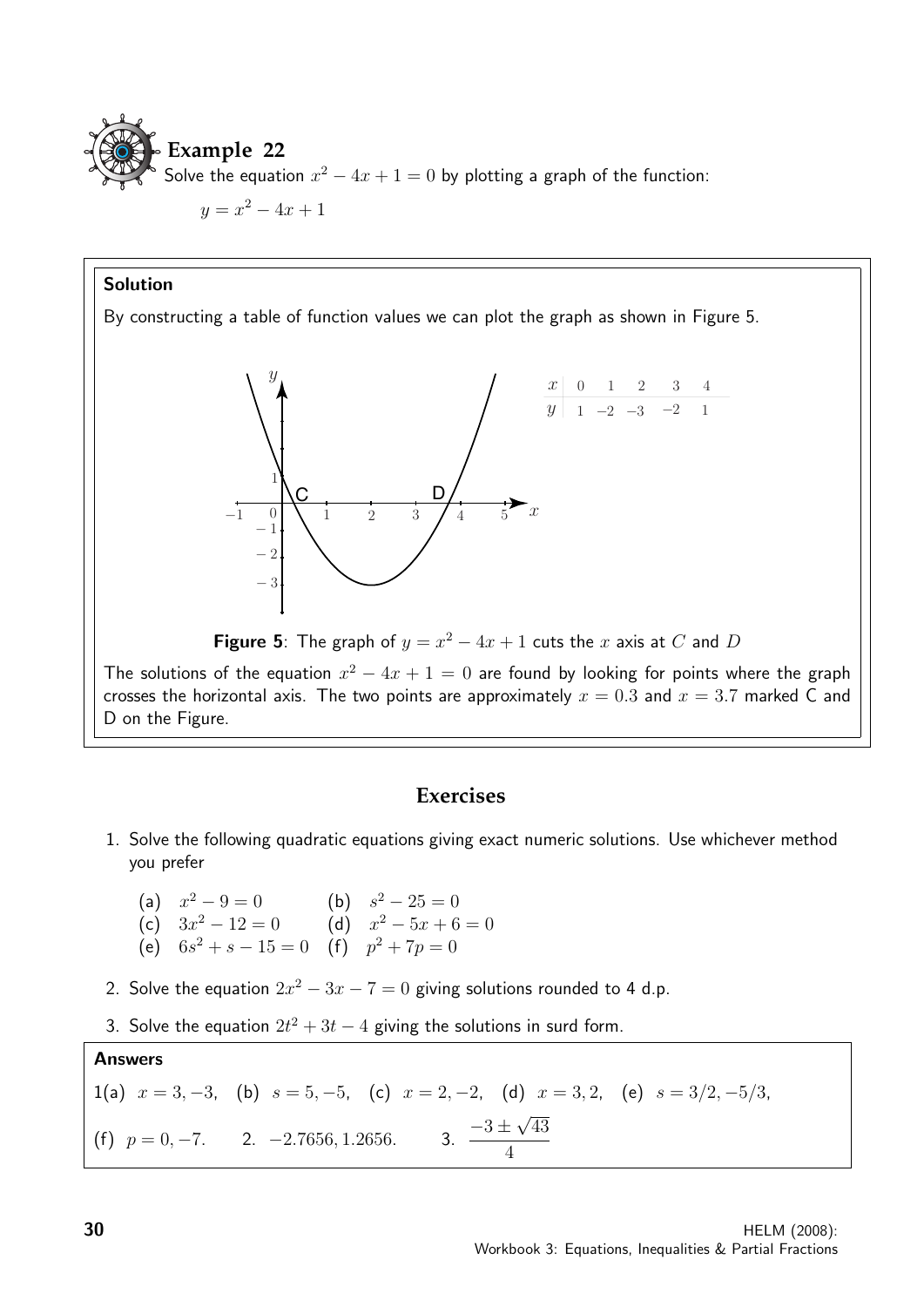## Example 22

Solve the equation $x^2 - 4x + 1 = 0$ by plotting a graph of the function:

$$y = x^2 - 4x + 1$$

### Solution

By constructing a table of function values we can plot the graph as shown in Figure 5.

| $x$ | 0 | 1 | 2 | 3 | 4 |
|---|---|---|---|---|---|
| $y$ | 1 | $-2$ | $-3$ | $-2$ | 1 |

$y$

$x$

$-1$ 0 1 2 3 4 5

1 $-1$ $-2$ $-3$

C D

**Figure 5**: The graph of $y = x^2 - 4x + 1$ cuts the $x$ axis at $C$ and $D$

The solutions of the equation $x^2 - 4x + 1 = 0$ are found by looking for points where the graph crosses the horizontal axis. The two points are approximately $x = 0.3$ and $x = 3.7$ marked C and D on the Figure.

## Exercises

1. Solve the following quadratic equations giving exact numeric solutions. Use whichever method you prefer

   (a) $x^2 - 9 = 0$ (b) $s^2 - 25 = 0$
   (c) $3x^2 - 12 = 0$ (d) $x^2 - 5x + 6 = 0$
   (e) $6s^2 + s - 15 = 0$ (f) $p^2 + 7p = 0$

2. Solve the equation $2x^2 - 3x - 7 = 0$ giving solutions rounded to 4 d.p.

3. Solve the equation $2t^2 + 3t - 4$ giving the solutions in surd form.

### Answers

1(a) $x = 3, -3$, (b) $s = 5, -5$, (c) $x = 2, -2$, (d) $x = 3, 2$, (e) $s = 3/2, -5/3$,

(f) $p = 0, -7$. 2. $-2.7656, 1.2656$. 3. $\dfrac{-3 \pm \sqrt{43}}{4}$